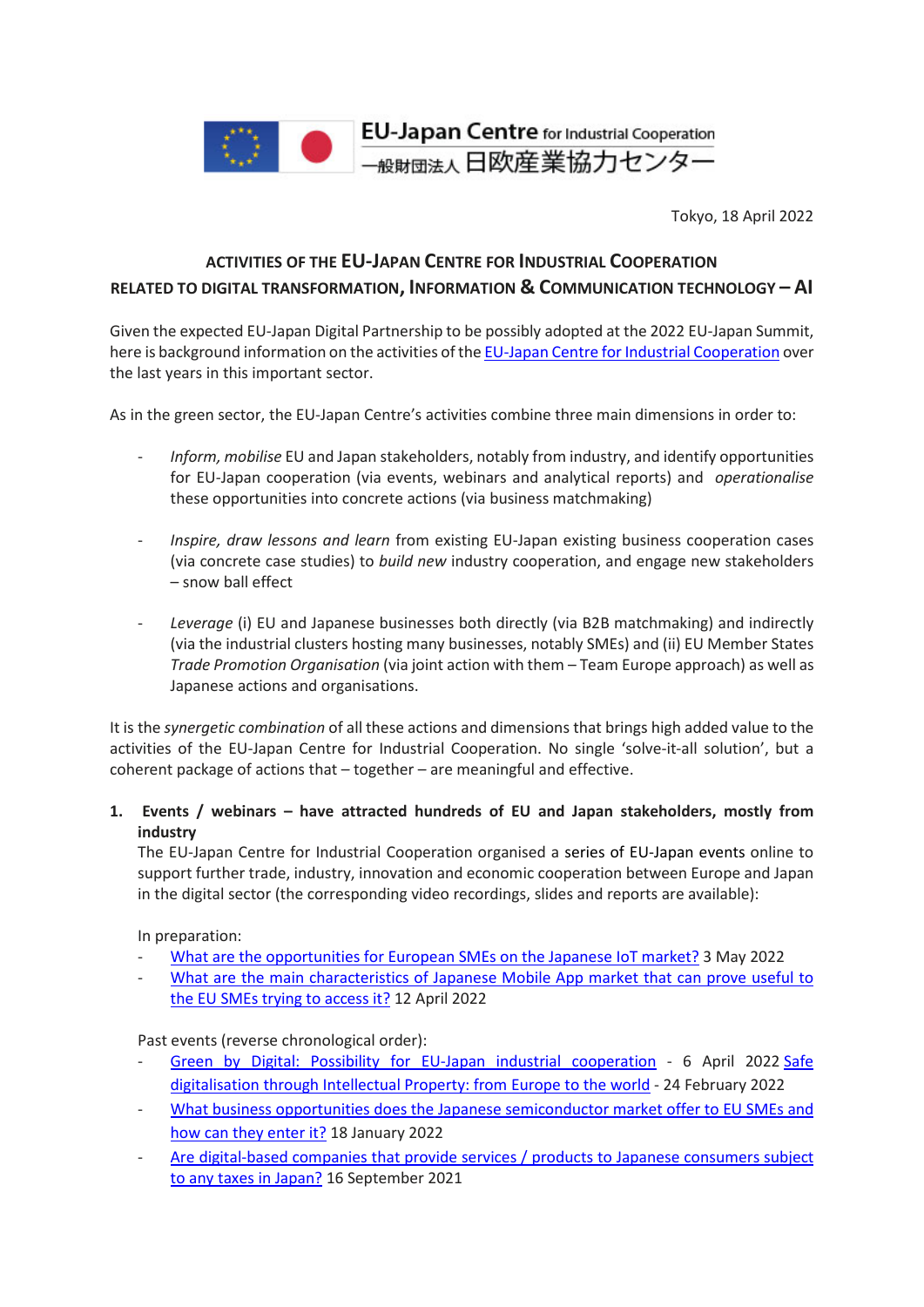EU-Japan Centre for Industrial Cooperation
一般財団法人 日欧産業協力センター

Tokyo, 18 April 2022

## ACTIVITIES OF THE EU-JAPAN CENTRE FOR INDUSTRIAL COOPERATION RELATED TO DIGITAL TRANSFORMATION, INFORMATION & COMMUNICATION TECHNOLOGY – AI

Given the expected EU-Japan Digital Partnership to be possibly adopted at the 2022 EU-Japan Summit, here is background information on the activities of the EU-Japan Centre for Industrial Cooperation over the last years in this important sector.

As in the green sector, the EU-Japan Centre's activities combine three main dimensions in order to:

- *Inform, mobilise* EU and Japan stakeholders, notably from industry, and identify opportunities for EU-Japan cooperation (via events, webinars and analytical reports) and *operationalise* these opportunities into concrete actions (via business matchmaking)

- *Inspire, draw lessons and learn* from existing EU-Japan existing business cooperation cases (via concrete case studies) to *build new* industry cooperation, and engage new stakeholders – snow ball effect

- *Leverage* (i) EU and Japanese businesses both directly (via B2B matchmaking) and indirectly (via the industrial clusters hosting many businesses, notably SMEs) and (ii) EU Member States *Trade Promotion Organisation* (via joint action with them – Team Europe approach) as well as Japanese actions and organisations.

It is the *synergetic combination* of all these actions and dimensions that brings high added value to the activities of the EU-Japan Centre for Industrial Cooperation. No single 'solve-it-all solution', but a coherent package of actions that – together – are meaningful and effective.

1. **Events / webinars – have attracted hundreds of EU and Japan stakeholders, mostly from industry**

   The EU-Japan Centre for Industrial Cooperation organised a series of EU-Japan events online to support further trade, industry, innovation and economic cooperation between Europe and Japan in the digital sector (the corresponding video recordings, slides and reports are available):

   In preparation:
   - What are the opportunities for European SMEs on the Japanese IoT market? 3 May 2022
   - What are the main characteristics of Japanese Mobile App market that can prove useful to the EU SMEs trying to access it? 12 April 2022

   Past events (reverse chronological order):
   - Green by Digital: Possibility for EU-Japan industrial cooperation - 6 April 2022 Safe digitalisation through Intellectual Property: from Europe to the world - 24 February 2022
   - What business opportunities does the Japanese semiconductor market offer to EU SMEs and how can they enter it? 18 January 2022
   - Are digital-based companies that provide services / products to Japanese consumers subject to any taxes in Japan? 16 September 2021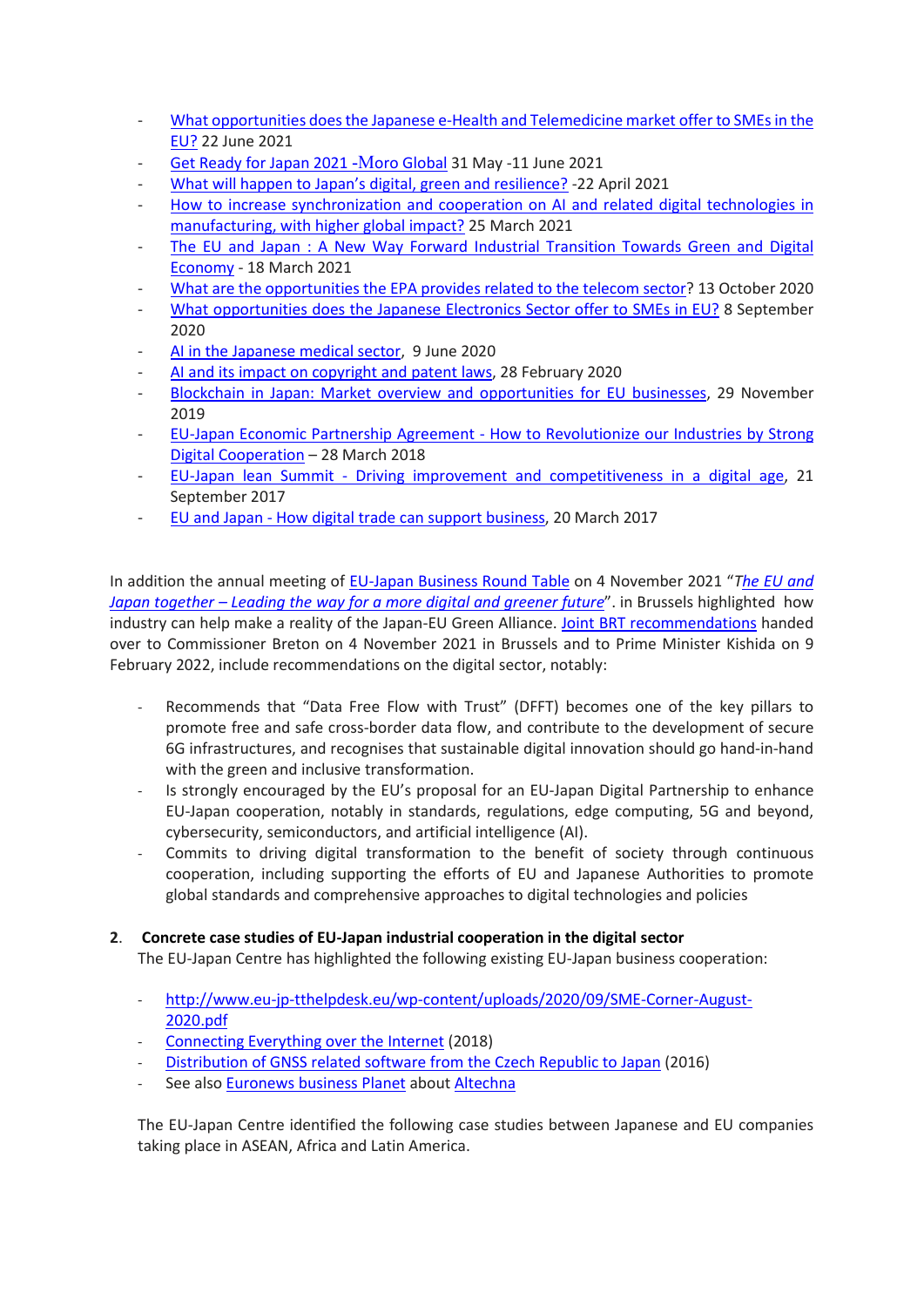- What opportunities does the Japanese e-Health and Telemedicine market offer to SMEs in the EU? 22 June 2021
- Get Ready for Japan 2021 -Moro Global 31 May -11 June 2021
- What will happen to Japan's digital, green and resilience? -22 April 2021
- How to increase synchronization and cooperation on AI and related digital technologies in manufacturing, with higher global impact? 25 March 2021
- The EU and Japan : A New Way Forward Industrial Transition Towards Green and Digital Economy - 18 March 2021
- What are the opportunities the EPA provides related to the telecom sector? 13 October 2020
- What opportunities does the Japanese Electronics Sector offer to SMEs in EU? 8 September 2020
- AI in the Japanese medical sector, 9 June 2020
- AI and its impact on copyright and patent laws, 28 February 2020
- Blockchain in Japan: Market overview and opportunities for EU businesses, 29 November 2019
- EU-Japan Economic Partnership Agreement - How to Revolutionize our Industries by Strong Digital Cooperation – 28 March 2018
- EU-Japan lean Summit - Driving improvement and competitiveness in a digital age, 21 September 2017
- EU and Japan - How digital trade can support business, 20 March 2017

In addition the annual meeting of EU-Japan Business Round Table on 4 November 2021 "*The EU and Japan together – Leading the way for a more digital and greener future*". in Brussels highlighted how industry can help make a reality of the Japan-EU Green Alliance. Joint BRT recommendations handed over to Commissioner Breton on 4 November 2021 in Brussels and to Prime Minister Kishida on 9 February 2022, include recommendations on the digital sector, notably:

- Recommends that "Data Free Flow with Trust" (DFFT) becomes one of the key pillars to promote free and safe cross-border data flow, and contribute to the development of secure 6G infrastructures, and recognises that sustainable digital innovation should go hand-in-hand with the green and inclusive transformation.
- Is strongly encouraged by the EU's proposal for an EU-Japan Digital Partnership to enhance EU-Japan cooperation, notably in standards, regulations, edge computing, 5G and beyond, cybersecurity, semiconductors, and artificial intelligence (AI).
- Commits to driving digital transformation to the benefit of society through continuous cooperation, including supporting the efforts of EU and Japanese Authorities to promote global standards and comprehensive approaches to digital technologies and policies

## 2. Concrete case studies of EU-Japan industrial cooperation in the digital sector

The EU-Japan Centre has highlighted the following existing EU-Japan business cooperation:

- http://www.eu-jp-tthelpdesk.eu/wp-content/uploads/2020/09/SME-Corner-August-2020.pdf
- Connecting Everything over the Internet (2018)
- Distribution of GNSS related software from the Czech Republic to Japan (2016)
- See also Euronews business Planet about Altechna

The EU-Japan Centre identified the following case studies between Japanese and EU companies taking place in ASEAN, Africa and Latin America.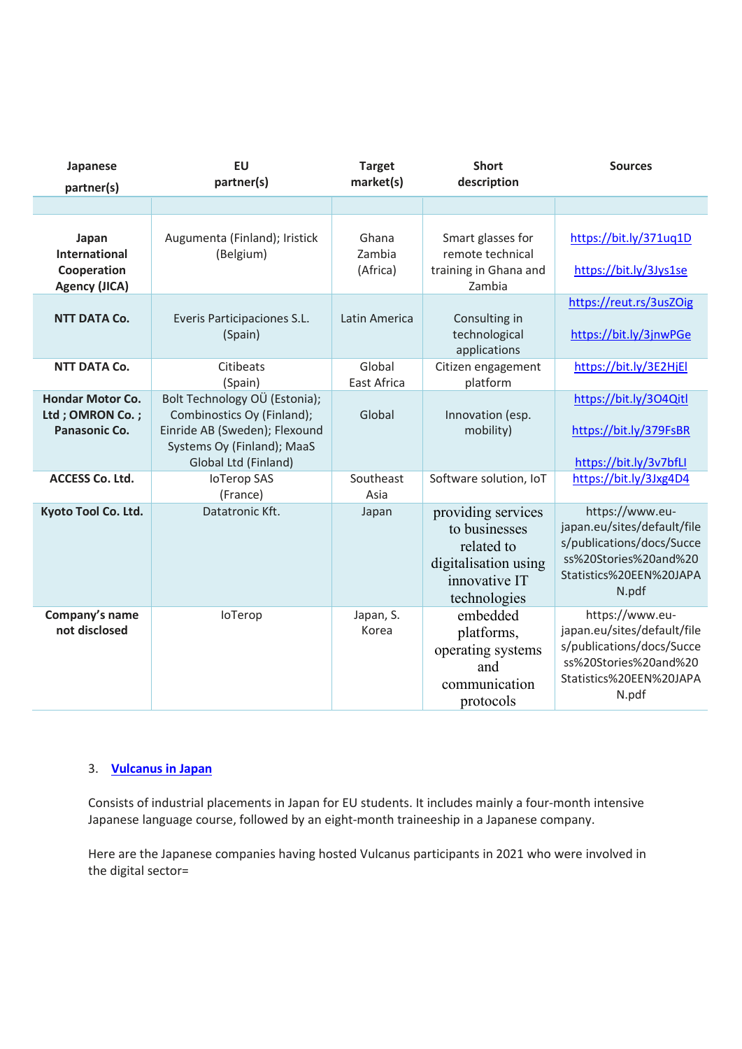| Japanese partner(s) | EU partner(s) | Target market(s) | Short description | Sources |
|---|---|---|---|---|
| | | | | |
| **Japan International Cooperation Agency (JICA)** | Augumenta (Finland); Iristick (Belgium) | Ghana Zambia (Africa) | Smart glasses for remote technical training in Ghana and Zambia | https://bit.ly/371uq1D https://bit.ly/3Jys1se |
| **NTT DATA Co.** | Everis Participaciones S.L. (Spain) | Latin America | Consulting in technological applications | https://reut.rs/3usZOig https://bit.ly/3jnwPGe |
| **NTT DATA Co.** | Citibeats (Spain) | Global East Africa | Citizen engagement platform | https://bit.ly/3E2HjEl |
| **Hondar Motor Co. Ltd ; OMRON Co. ; Panasonic Co.** | Bolt Technology OÜ (Estonia); Combinostics Oy (Finland); Einride AB (Sweden); Flexound Systems Oy (Finland); MaaS Global Ltd (Finland) | Global | Innovation (esp. mobility) | https://bit.ly/3O4Qitl https://bit.ly/379FsBR https://bit.ly/3v7bfLI |
| **ACCESS Co. Ltd.** | IoTerop SAS (France) | Southeast Asia | Software solution, IoT | https://bit.ly/3Jxg4D4 |
| **Kyoto Tool Co. Ltd.** | Datatronic Kft. | Japan | providing services to businesses related to digitalisation using innovative IT technologies | https://www.eu-japan.eu/sites/default/files/publications/docs/Success%20Stories%20and%20Statistics%20EEN%20JAPAN.pdf |
| **Company's name not disclosed** | IoTerop | Japan, S. Korea | embedded platforms, operating systems and communication protocols | https://www.eu-japan.eu/sites/default/files/publications/docs/Success%20Stories%20and%20Statistics%20EEN%20JAPAN.pdf |

3. **Vulcanus in Japan**

Consists of industrial placements in Japan for EU students. It includes mainly a four-month intensive Japanese language course, followed by an eight-month traineeship in a Japanese company.

Here are the Japanese companies having hosted Vulcanus participants in 2021 who were involved in the digital sector=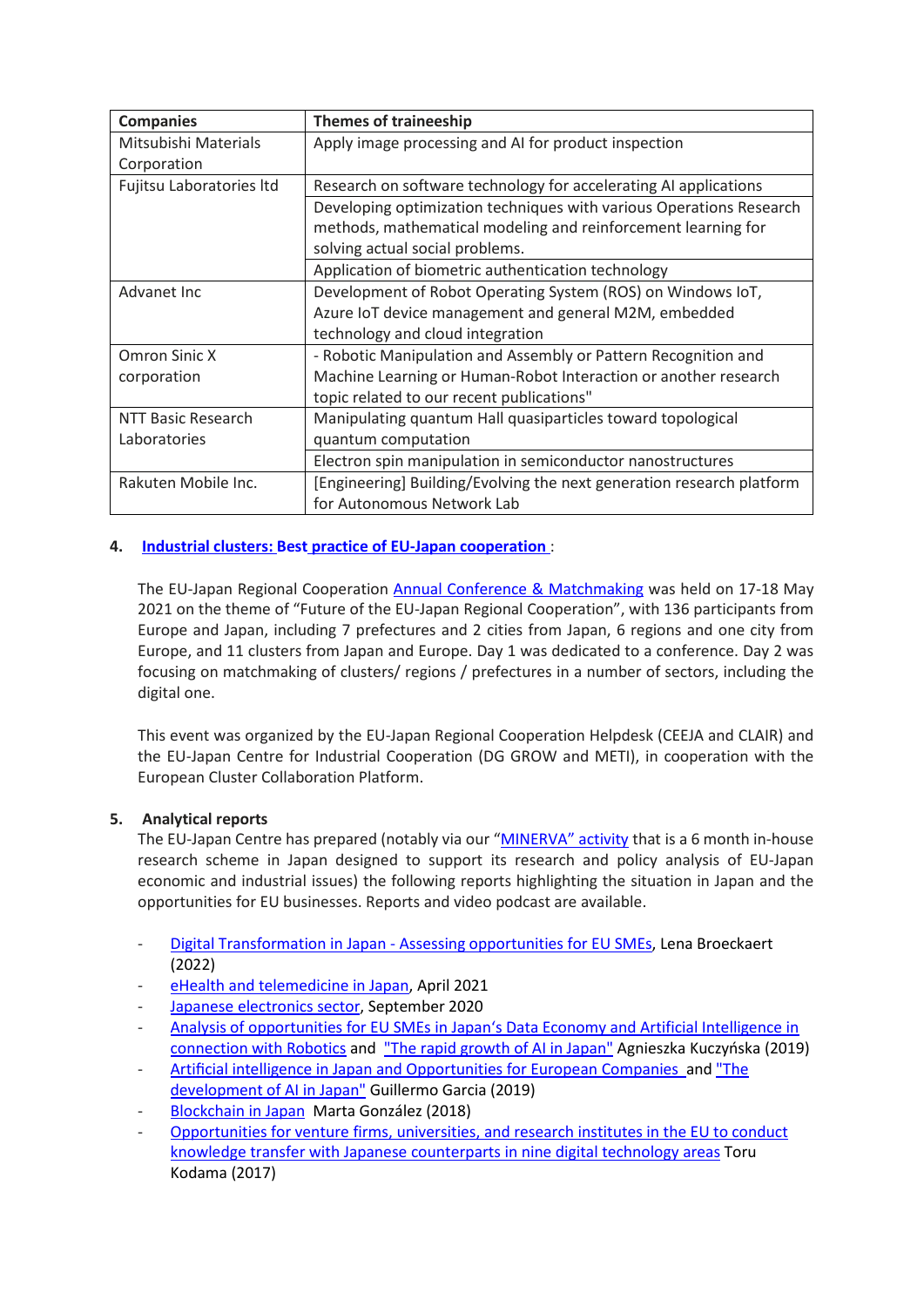| Companies | Themes of traineeship |
|---|---|
| Mitsubishi Materials Corporation | Apply image processing and AI for product inspection |
| Fujitsu Laboratories ltd | Research on software technology for accelerating AI applications |
| | Developing optimization techniques with various Operations Research methods, mathematical modeling and reinforcement learning for solving actual social problems. |
| | Application of biometric authentication technology |
| Advanet Inc | Development of Robot Operating System (ROS) on Windows IoT, Azure IoT device management and general M2M, embedded technology and cloud integration |
| Omron Sinic X corporation | - Robotic Manipulation and Assembly or Pattern Recognition and Machine Learning or Human-Robot Interaction or another research topic related to our recent publications" |
| NTT Basic Research Laboratories | Manipulating quantum Hall quasiparticles toward topological quantum computation |
| | Electron spin manipulation in semiconductor nanostructures |
| Rakuten Mobile Inc. | [Engineering] Building/Evolving the next generation research platform for Autonomous Network Lab |

4. **Industrial clusters: Best practice of EU-Japan cooperation** :

   The EU-Japan Regional Cooperation Annual Conference & Matchmaking was held on 17-18 May 2021 on the theme of "Future of the EU-Japan Regional Cooperation", with 136 participants from Europe and Japan, including 7 prefectures and 2 cities from Japan, 6 regions and one city from Europe, and 11 clusters from Japan and Europe. Day 1 was dedicated to a conference. Day 2 was focusing on matchmaking of clusters/ regions / prefectures in a number of sectors, including the digital one.

   This event was organized by the EU-Japan Regional Cooperation Helpdesk (CEEJA and CLAIR) and the EU-Japan Centre for Industrial Cooperation (DG GROW and METI), in cooperation with the European Cluster Collaboration Platform.

5. **Analytical reports**

   The EU-Japan Centre has prepared (notably via our "MINERVA" activity that is a 6 month in-house research scheme in Japan designed to support its research and policy analysis of EU-Japan economic and industrial issues) the following reports highlighting the situation in Japan and the opportunities for EU businesses. Reports and video podcast are available.

   - Digital Transformation in Japan - Assessing opportunities for EU SMEs, Lena Broeckaert (2022)
   - eHealth and telemedicine in Japan, April 2021
   - Japanese electronics sector, September 2020
   - Analysis of opportunities for EU SMEs in Japan's Data Economy and Artificial Intelligence in connection with Robotics and "The rapid growth of AI in Japan" Agnieszka Kuczyńska (2019)
   - Artificial intelligence in Japan and Opportunities for European Companies and "The development of AI in Japan" Guillermo Garcia (2019)
   - Blockchain in Japan Marta González (2018)
   - Opportunities for venture firms, universities, and research institutes in the EU to conduct knowledge transfer with Japanese counterparts in nine digital technology areas Toru Kodama (2017)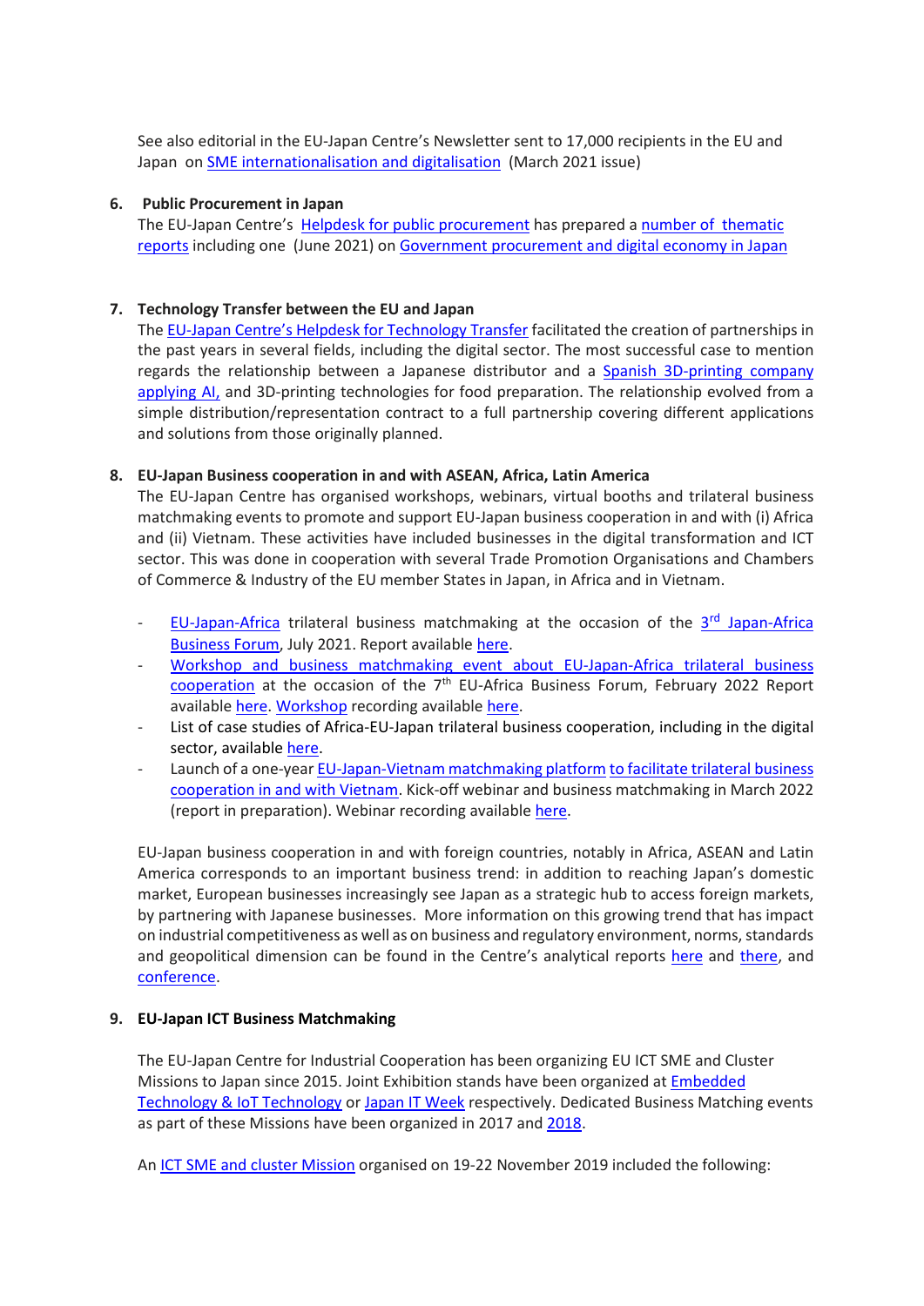See also editorial in the EU-Japan Centre's Newsletter sent to 17,000 recipients in the EU and Japan on SME internationalisation and digitalisation (March 2021 issue)

6. **Public Procurement in Japan**

   The EU-Japan Centre's Helpdesk for public procurement has prepared a number of thematic reports including one (June 2021) on Government procurement and digital economy in Japan

7. **Technology Transfer between the EU and Japan**

   The EU-Japan Centre's Helpdesk for Technology Transfer facilitated the creation of partnerships in the past years in several fields, including the digital sector. The most successful case to mention regards the relationship between a Japanese distributor and a Spanish 3D-printing company applying AI, and 3D-printing technologies for food preparation. The relationship evolved from a simple distribution/representation contract to a full partnership covering different applications and solutions from those originally planned.

8. **EU-Japan Business cooperation in and with ASEAN, Africa, Latin America**

   The EU-Japan Centre has organised workshops, webinars, virtual booths and trilateral business matchmaking events to promote and support EU-Japan business cooperation in and with (i) Africa and (ii) Vietnam. These activities have included businesses in the digital transformation and ICT sector. This was done in cooperation with several Trade Promotion Organisations and Chambers of Commerce & Industry of the EU member States in Japan, in Africa and in Vietnam.

   - EU-Japan-Africa trilateral business matchmaking at the occasion of the 3rd Japan-Africa Business Forum, July 2021. Report available here.
   - Workshop and business matchmaking event about EU-Japan-Africa trilateral business cooperation at the occasion of the 7th EU-Africa Business Forum, February 2022 Report available here. Workshop recording available here.
   - List of case studies of Africa-EU-Japan trilateral business cooperation, including in the digital sector, available here.
   - Launch of a one-year EU-Japan-Vietnam matchmaking platform to facilitate trilateral business cooperation in and with Vietnam. Kick-off webinar and business matchmaking in March 2022 (report in preparation). Webinar recording available here.

   EU-Japan business cooperation in and with foreign countries, notably in Africa, ASEAN and Latin America corresponds to an important business trend: in addition to reaching Japan's domestic market, European businesses increasingly see Japan as a strategic hub to access foreign markets, by partnering with Japanese businesses. More information on this growing trend that has impact on industrial competitiveness as well as on business and regulatory environment, norms, standards and geopolitical dimension can be found in the Centre's analytical reports here and there, and conference.

9. **EU-Japan ICT Business Matchmaking**

   The EU-Japan Centre for Industrial Cooperation has been organizing EU ICT SME and Cluster Missions to Japan since 2015. Joint Exhibition stands have been organized at Embedded Technology & IoT Technology or Japan IT Week respectively. Dedicated Business Matching events as part of these Missions have been organized in 2017 and 2018.

   An ICT SME and cluster Mission organised on 19-22 November 2019 included the following: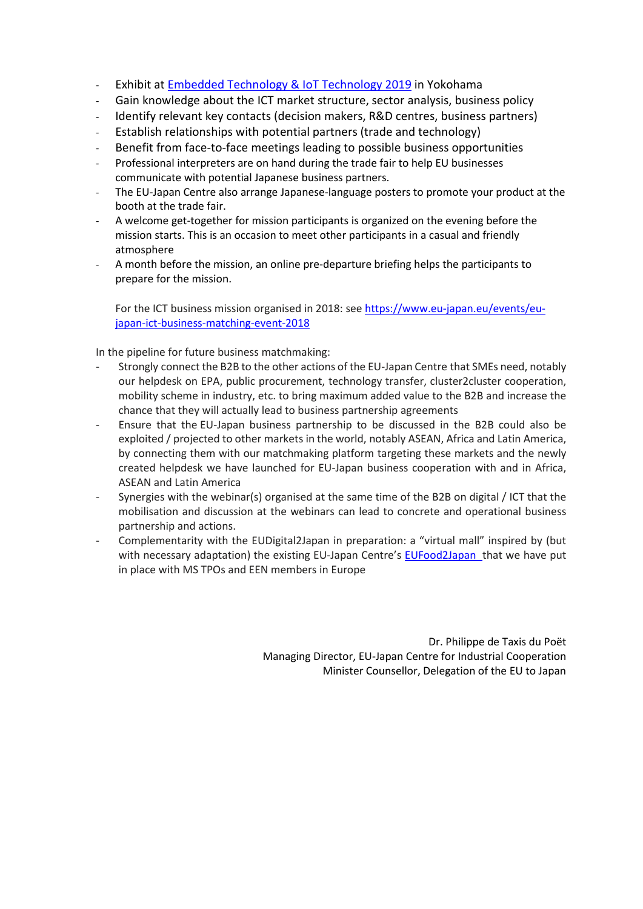- Exhibit at [Embedded Technology & IoT Technology 2019](Embedded Technology & IoT Technology 2019) in Yokohama
- Gain knowledge about the ICT market structure, sector analysis, business policy
- Identify relevant key contacts (decision makers, R&D centres, business partners)
- Establish relationships with potential partners (trade and technology)
- Benefit from face-to-face meetings leading to possible business opportunities
- Professional interpreters are on hand during the trade fair to help EU businesses communicate with potential Japanese business partners.
- The EU-Japan Centre also arrange Japanese-language posters to promote your product at the booth at the trade fair.
- A welcome get-together for mission participants is organized on the evening before the mission starts. This is an occasion to meet other participants in a casual and friendly atmosphere
- A month before the mission, an online pre-departure briefing helps the participants to prepare for the mission.

  For the ICT business mission organised in 2018: see https://www.eu-japan.eu/events/eu-japan-ict-business-matching-event-2018

In the pipeline for future business matchmaking:

- Strongly connect the B2B to the other actions of the EU-Japan Centre that SMEs need, notably our helpdesk on EPA, public procurement, technology transfer, cluster2cluster cooperation, mobility scheme in industry, etc. to bring maximum added value to the B2B and increase the chance that they will actually lead to business partnership agreements
- Ensure that the EU-Japan business partnership to be discussed in the B2B could also be exploited / projected to other markets in the world, notably ASEAN, Africa and Latin America, by connecting them with our matchmaking platform targeting these markets and the newly created helpdesk we have launched for EU-Japan business cooperation with and in Africa, ASEAN and Latin America
- Synergies with the webinar(s) organised at the same time of the B2B on digital / ICT that the mobilisation and discussion at the webinars can lead to concrete and operational business partnership and actions.
- Complementarity with the EUDigital2Japan in preparation: a "virtual mall" inspired by (but with necessary adaptation) the existing EU-Japan Centre's EUFood2Japan that we have put in place with MS TPOs and EEN members in Europe

Dr. Philippe de Taxis du Poët
Managing Director, EU-Japan Centre for Industrial Cooperation
Minister Counsellor, Delegation of the EU to Japan